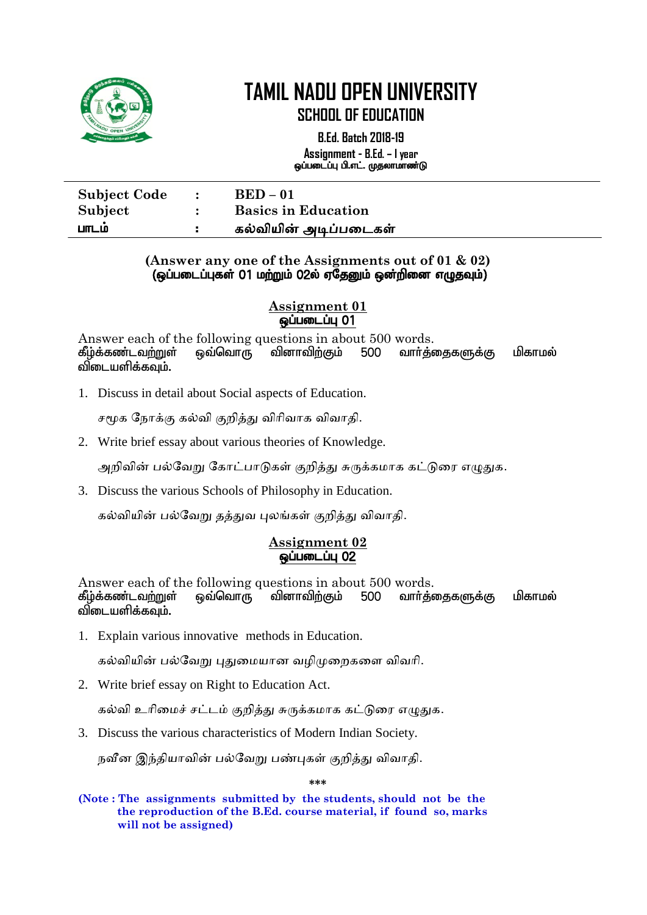# TAMIL NADU OPEN UNIVERSITY

## SCHOOL OF EDUCATION

**B.Ed. Batch 2018-19**

**Assignment - B.Ed. – I year**
**ஒப்படைப்பு பி.எட். முதலாமாண்டு**

| | | |
|---|---|---|
| **Subject Code** | **:** | **BED – 01** |
| **Subject** | **:** | **Basics in Education** |
| **பாடம்** | **:** | **கல்வியின் அடிப்படைகள்** |

**(Answer any one of the Assignments out of 01 & 02)**
**(ஒப்படைப்புகள் 01 மற்றும் 02ல் ஏதேனும் ஒன்றினை எழுதவும்)**

### Assignment 01
### ஒப்படைப்பு 01

Answer each of the following questions in about 500 words.
**கீழ்க்கண்டவற்றுள் ஒவ்வொரு வினாவிற்கும் 500 வார்த்தைகளுக்கு மிகாமல் விடையளிக்கவும்.**

1. Discuss in detail about Social aspects of Education.

   சமூக நோக்கு கல்வி குறித்து விரிவாக விவாதி.

2. Write brief essay about various theories of Knowledge.

   அறிவின் பல்வேறு கோட்பாடுகள் குறித்து சுருக்கமாக கட்டுரை எழுதுக.

3. Discuss the various Schools of Philosophy in Education.

   கல்வியின் பல்வேறு தத்துவ புலங்கள் குறித்து விவாதி.

### Assignment 02
### ஒப்படைப்பு 02

Answer each of the following questions in about 500 words.
**கீழ்க்கண்டவற்றுள் ஒவ்வொரு வினாவிற்கும் 500 வார்த்தைகளுக்கு மிகாமல் விடையளிக்கவும்.**

1. Explain various innovative methods in Education.

   கல்வியின் பல்வேறு புதுமையான வழிமுறைகளை விவரி.

2. Write brief essay on Right to Education Act.

   கல்வி உரிமைச் சட்டம் குறித்து சுருக்கமாக கட்டுரை எழுதுக.

3. Discuss the various characteristics of Modern Indian Society.

   நவீன இந்தியாவின் பல்வேறு பண்புகள் குறித்து விவாதி.

***

**(Note : The assignments submitted by the students, should not be the the reproduction of the B.Ed. course material, if found so, marks will not be assigned)**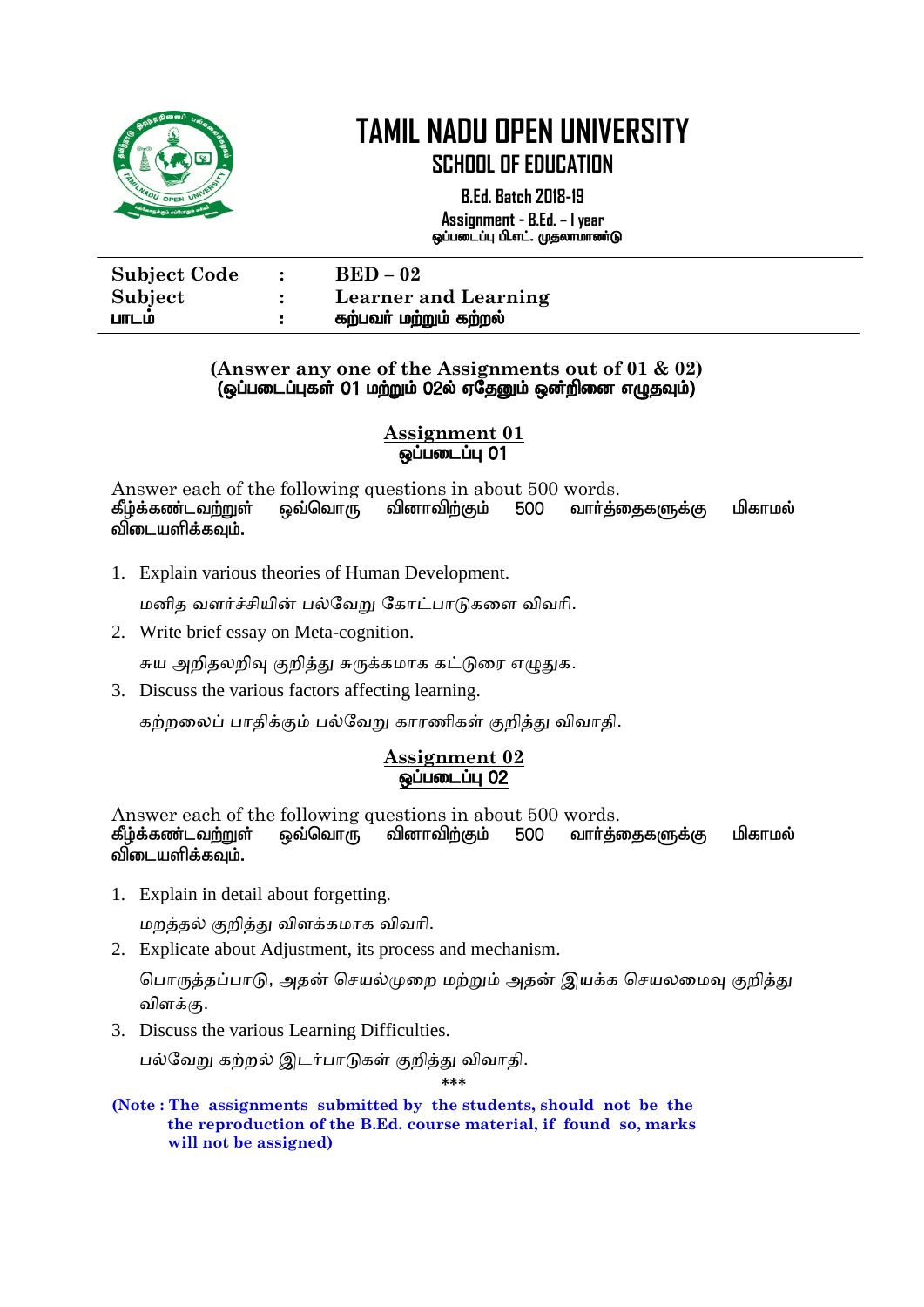# TAMIL NADU OPEN UNIVERSITY

## SCHOOL OF EDUCATION

**B.Ed. Batch 2018-19**

**Assignment - B.Ed. – I year**
**ஒப்படைப்பு பி.எட். முதலாமாண்டு**

| | | |
|---|---|---|
| **Subject Code** | **:** | **BED – 02** |
| **Subject** | **:** | **Learner and Learning** |
| **பாடம்** | **:** | **கற்பவர் மற்றும் கற்றல்** |

**(Answer any one of the Assignments out of 01 & 02)**
**(ஒப்படைப்புகள் 01 மற்றும் 02ல் ஏதேனும் ஒன்றினை எழுதவும்)**

### Assignment 01
### ஒப்படைப்பு 01

Answer each of the following questions in about 500 words.
**கீழ்க்கண்டவற்றுள் ஒவ்வொரு வினாவிற்கும் 500 வார்த்தைகளுக்கு மிகாமல் விடையளிக்கவும்.**

1. Explain various theories of Human Development.

   மனித வளர்ச்சியின் பல்வேறு கோட்பாடுகளை விவரி.

2. Write brief essay on Meta-cognition.

   சுய அறிதலறிவு குறித்து சுருக்கமாக கட்டுரை எழுதுக.

3. Discuss the various factors affecting learning.

   கற்றலைப் பாதிக்கும் பல்வேறு காரணிகள் குறித்து விவாதி.

### Assignment 02
### ஒப்படைப்பு 02

Answer each of the following questions in about 500 words.
**கீழ்க்கண்டவற்றுள் ஒவ்வொரு வினாவிற்கும் 500 வார்த்தைகளுக்கு மிகாமல் விடையளிக்கவும்.**

1. Explain in detail about forgetting.

   மறத்தல் குறித்து விளக்கமாக விவரி.

2. Explicate about Adjustment, its process and mechanism.

   பொருத்தப்பாடு, அதன் செயல்முறை மற்றும் அதன் இயக்க செயலமைவு குறித்து விளக்கு.

3. Discuss the various Learning Difficulties.

   பல்வேறு கற்றல் இடர்பாடுகள் குறித்து விவாதி.

***

**(Note : The assignments submitted by the students, should not be the the reproduction of the B.Ed. course material, if found so, marks will not be assigned)**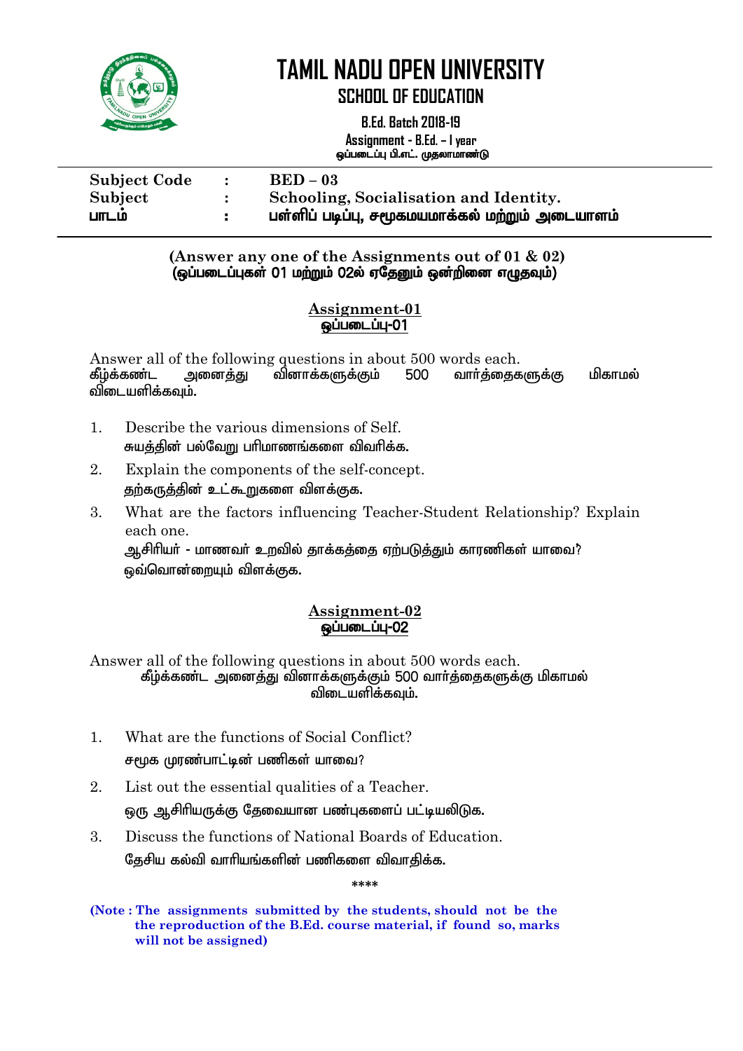# TAMIL NADU OPEN UNIVERSITY

## SCHOOL OF EDUCATION

**B.Ed. Batch 2018-19**

**Assignment - B.Ed. – I year**

ஒப்படைப்பு பி.எட். முதலாமாண்டு

| | | |
|---|---|---|
| **Subject Code** | **:** | **BED – 03** |
| **Subject** | **:** | **Schooling, Socialisation and Identity.** |
| **பாடம்** | **:** | **பள்ளிப் படிப்பு, சமூகமயமாக்கல் மற்றும் அடையாளம்** |

**(Answer any one of the Assignments out of 01 & 02)**
**(ஒப்படைப்புகள் 01 மற்றும் 02ல் ஏதேனும் ஒன்றினை எழுதவும்)**

### Assignment-01
### ஒப்படைப்பு-01

Answer all of the following questions in about 500 words each.
கீழ்க்கண்ட அனைத்து வினாக்களுக்கும் 500 வார்த்தைகளுக்கு மிகாமல் விடையளிக்கவும்.

1. Describe the various dimensions of Self.
   சுயத்தின் பல்வேறு பரிமாணங்களை விவரிக்க.
2. Explain the components of the self-concept.
   தற்கருத்தின் உட்கூறுகளை விளக்குக.
3. What are the factors influencing Teacher-Student Relationship? Explain each one.
   ஆசிரியர் - மாணவர் உறவில் தாக்கத்தை ஏற்படுத்தும் காரணிகள் யாவை? ஒவ்வொன்றையும் விளக்குக.

### Assignment-02
### ஒப்படைப்பு-02

Answer all of the following questions in about 500 words each.
கீழ்க்கண்ட அனைத்து வினாக்களுக்கும் 500 வார்த்தைகளுக்கு மிகாமல் விடையளிக்கவும்.

1. What are the functions of Social Conflict?
   சமூக முரண்பாட்டின் பணிகள் யாவை?
2. List out the essential qualities of a Teacher.
   ஒரு ஆசிரியருக்கு தேவையான பண்புகளைப் பட்டியலிடுக.
3. Discuss the functions of National Boards of Education.
   தேசிய கல்வி வாரியங்களின் பணிகளை விவாதிக்க.

****

**(Note : The assignments submitted by the students, should not be the the reproduction of the B.Ed. course material, if found so, marks will not be assigned)**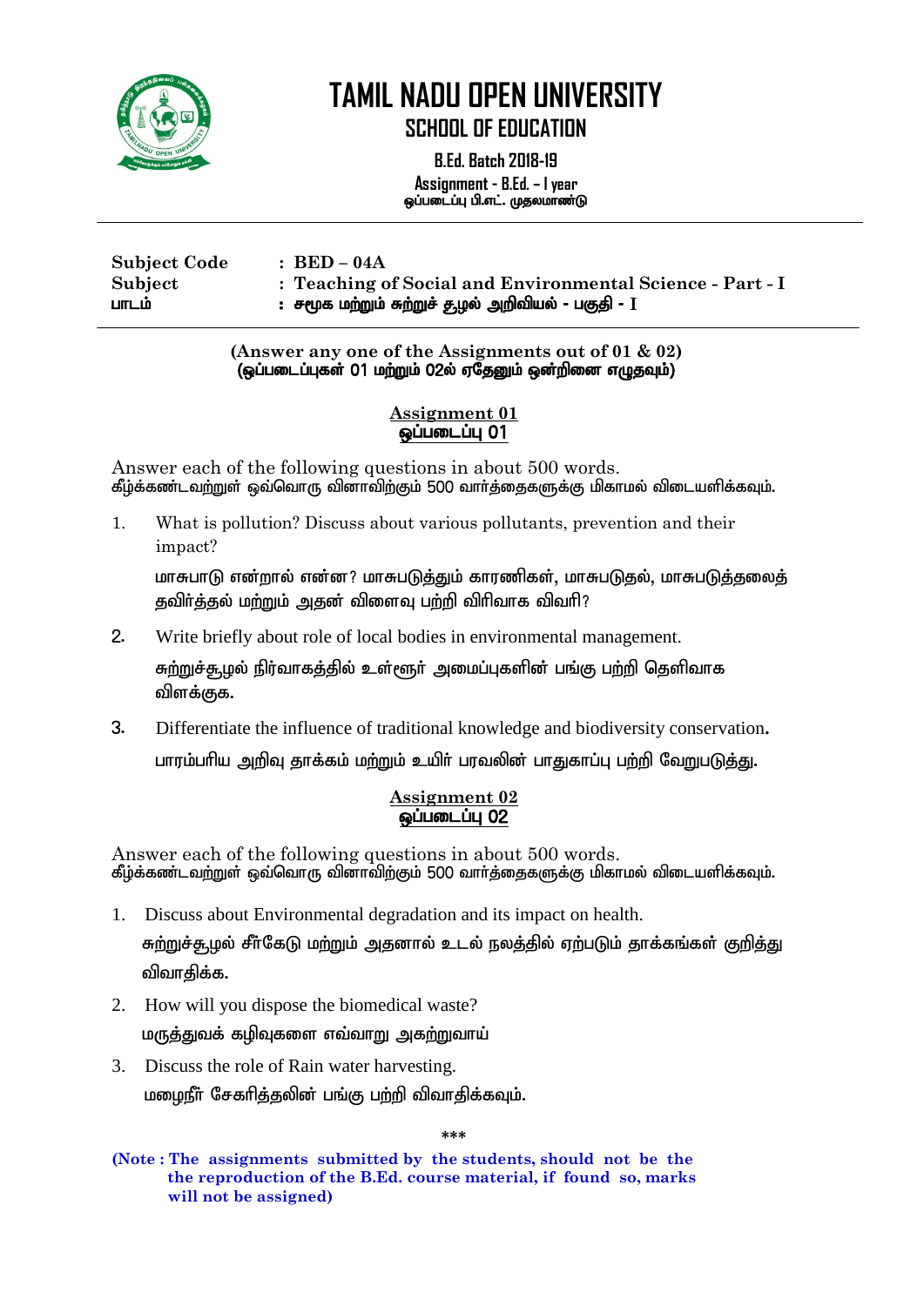# TAMIL NADU OPEN UNIVERSITY

## SCHOOL OF EDUCATION

**B.Ed. Batch 2018-19**

**Assignment - B.Ed. – I year**
**ஒப்படைப்பு பி.எட். முதலாமாண்டு**

---

| | |
|---|---|
| **Subject Code** | **: BED – 04A** |
| **Subject** | **: Teaching of Social and Environmental Science - Part - I** |
| **பாடம்** | **: சமூக மற்றும் சுற்றுச் சூழல் அறிவியல் - பகுதி - I** |

---

**(Answer any one of the Assignments out of 01 & 02)**
**(ஒப்படைப்புகள் 01 மற்றும் 02ல் ஏதேனும் ஒன்றினை எழுதவும்)**

### Assignment 01
### ஒப்படைப்பு 01

Answer each of the following questions in about 500 words.
கீழ்க்கண்டவற்றுள் ஒவ்வொரு வினாவிற்கும் 500 வார்த்தைகளுக்கு மிகாமல் விடையளிக்கவும்.

1. What is pollution? Discuss about various pollutants, prevention and their impact?

   மாசுபாடு என்றால் என்ன? மாசுபடுத்தும் காரணிகள், மாசுபடுதல், மாசுபடுத்தலைத் தவிர்த்தல் மற்றும் அதன் விளைவு பற்றி விரிவாக விவரி?

2. Write briefly about role of local bodies in environmental management.

   சுற்றுச்சூழல் நிர்வாகத்தில் உள்ளூர் அமைப்புகளின் பங்கு பற்றி தெளிவாக விளக்குக.

3. Differentiate the influence of traditional knowledge and biodiversity conservation**.**

   பாரம்பரிய அறிவு தாக்கம் மற்றும் உயிர் பரவலின் பாதுகாப்பு பற்றி வேறுபடுத்து.

### Assignment 02
### ஒப்படைப்பு 02

Answer each of the following questions in about 500 words.
கீழ்க்கண்டவற்றுள் ஒவ்வொரு வினாவிற்கும் 500 வார்த்தைகளுக்கு மிகாமல் விடையளிக்கவும்.

1. Discuss about Environmental degradation and its impact on health.

   சுற்றுச்சூழல் சீர்கேடு மற்றும் அதனால் உடல் நலத்தில் ஏற்படும் தாக்கங்கள் குறித்து விவாதிக்க.

2. How will you dispose the biomedical waste?

   மருத்துவக் கழிவுகளை எவ்வாறு அகற்றுவாய்

3. Discuss the role of Rain water harvesting.

   மழைநீர் சேகரித்தலின் பங்கு பற்றி விவாதிக்கவும்.

***

**(Note : The assignments submitted by the students, should not be the the reproduction of the B.Ed. course material, if found so, marks will not be assigned)**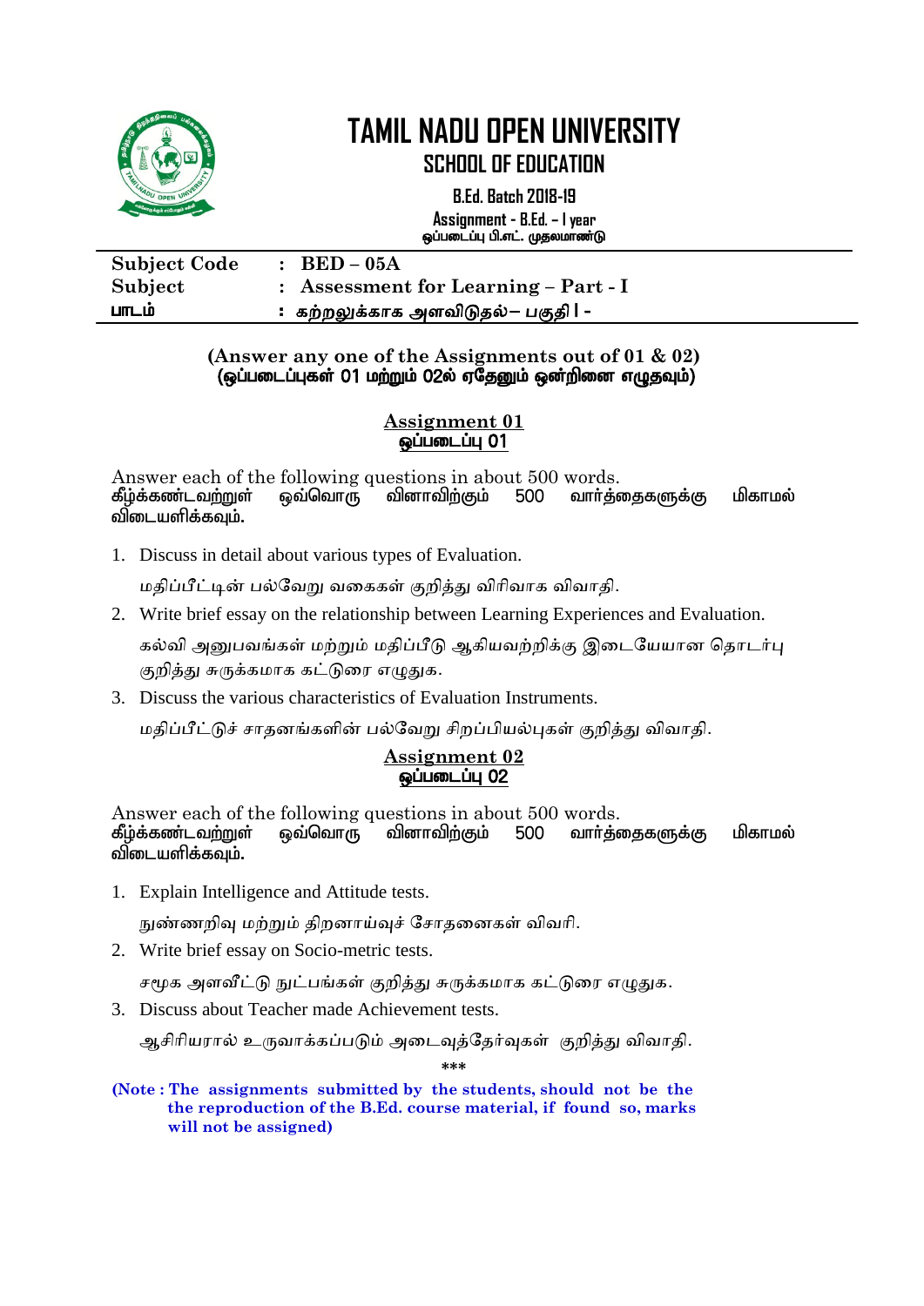# TAMIL NADU OPEN UNIVERSITY

## SCHOOL OF EDUCATION

**B.Ed. Batch 2018-19**

**Assignment - B.Ed. – I year**
**ஒப்படைப்பு பி.எட். முதலாமாண்டு**

| | | |
|---|---|---|
| **Subject Code** | : | **BED – 05A** |
| **Subject** | : | **Assessment for Learning – Part - I** |
| **பாடம்** | : | **கற்றலுக்காக அளவிடுதல்– பகுதி I -** |

**(Answer any one of the Assignments out of 01 & 02)**
**(ஒப்படைப்புகள் 01 மற்றும் 02ல் ஏதேனும் ஒன்றினை எழுதவும்)**

### Assignment 01
### ஒப்படைப்பு 01

Answer each of the following questions in about 500 words.
**கீழ்க்கண்டவற்றுள் ஒவ்வொரு வினாவிற்கும் 500 வார்த்தைகளுக்கு மிகாமல் விடையளிக்கவும்.**

1. Discuss in detail about various types of Evaluation.

   மதிப்பீட்டின் பல்வேறு வகைகள் குறித்து விரிவாக விவாதி.

2. Write brief essay on the relationship between Learning Experiences and Evaluation.

   கல்வி அனுபவங்கள் மற்றும் மதிப்பீடு ஆகியவற்றிக்கு இடையேயான தொடர்பு குறித்து சுருக்கமாக கட்டுரை எழுதுக.

3. Discuss the various characteristics of Evaluation Instruments.

   மதிப்பீட்டுச் சாதனங்களின் பல்வேறு சிறப்பியல்புகள் குறித்து விவாதி.

### Assignment 02
### ஒப்படைப்பு 02

Answer each of the following questions in about 500 words.
**கீழ்க்கண்டவற்றுள் ஒவ்வொரு வினாவிற்கும் 500 வார்த்தைகளுக்கு மிகாமல் விடையளிக்கவும்.**

1. Explain Intelligence and Attitude tests.

   நுண்ணறிவு மற்றும் திறனாய்வுச் சோதனைகள் விவரி.

2. Write brief essay on Socio-metric tests.

   சமூக அளவீட்டு நுட்பங்கள் குறித்து சுருக்கமாக கட்டுரை எழுதுக.

3. Discuss about Teacher made Achievement tests.

   ஆசிரியரால் உருவாக்கப்படும் அடைவுத்தேர்வுகள் குறித்து விவாதி.

\*\*\*

**(Note : The assignments submitted by the students, should not be the the reproduction of the B.Ed. course material, if found so, marks will not be assigned)**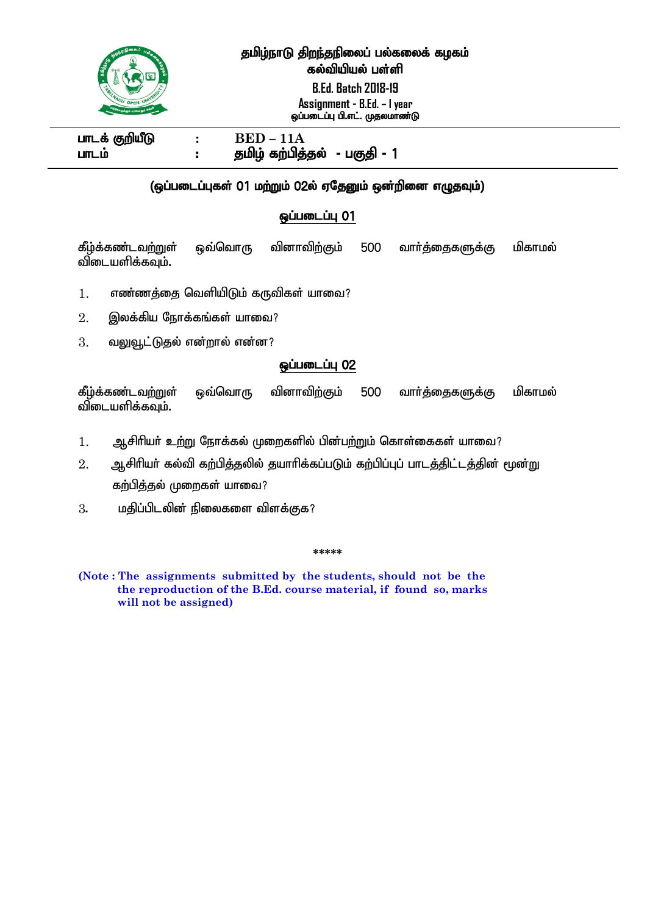# தமிழ்நாடு திறந்தநிலைப் பல்கலைக் கழகம்

## கல்வியியல் பள்ளி

**B.Ed. Batch 2018-19**

**Assignment - B.Ed. – I year**

**ஒப்படைப்பு பி.எட். முதலமாண்டு**

| | | |
|---|---|---|
| **பாடக் குறியீடு** | **:** | **BED – 11A** |
| **பாடம்** | **:** | **தமிழ் கற்பித்தல் - பகுதி - 1** |

**(ஒப்படைப்புகள் 01 மற்றும் 02ல் ஏதேனும் ஒன்றினை எழுதவும்)**

### ஒப்படைப்பு 01

கீழ்க்கண்டவற்றுள் ஒவ்வொரு வினாவிற்கும் 500 வார்த்தைகளுக்கு மிகாமல் விடையளிக்கவும்.

1. எண்ணத்தை வெளியிடும் கருவிகள் யாவை?
2. இலக்கிய நோக்கங்கள் யாவை?
3. வலுவூட்டுதல் என்றால் என்ன?

### ஒப்படைப்பு 02

கீழ்க்கண்டவற்றுள் ஒவ்வொரு வினாவிற்கும் 500 வார்த்தைகளுக்கு மிகாமல் விடையளிக்கவும்.

1. ஆசிரியர் உற்று நோக்கல் முறைகளில் பின்பற்றும் கொள்கைகள் யாவை?
2. ஆசிரியர் கல்வி கற்பித்தலில் தயாரிக்கப்படும் கற்பிப்புப் பாடத்திட்டத்தின் மூன்று கற்பித்தல் முறைகள் யாவை?
3. மதிப்பிடலின் நிலைகளை விளக்குக?

*****

**(Note : The assignments submitted by the students, should not be the the reproduction of the B.Ed. course material, if found so, marks will not be assigned)**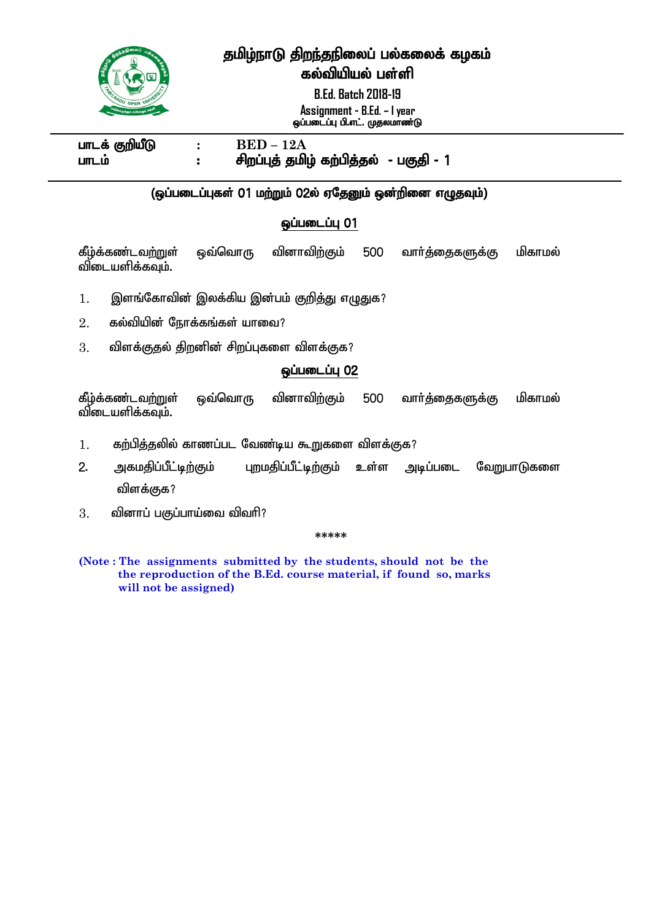# தமிழ்நாடு திறந்தநிலைப் பல்கலைக் கழகம்
## கல்வியியல் பள்ளி

**B.Ed. Batch 2018-19**

**Assignment - B.Ed. – I year**

**ஒப்படைப்பு பி.எட். முதலமாண்டு**

| | | |
|---|---|---|
| **பாடக் குறியீடு** | **:** | **BED – 12A** |
| **பாடம்** | **:** | **சிறப்புத் தமிழ் கற்பித்தல் - பகுதி - 1** |

**(ஒப்படைப்புகள் 01 மற்றும் 02ல் ஏதேனும் ஒன்றினை எழுதவும்)**

### ஒப்படைப்பு 01

கீழ்க்கண்டவற்றுள் ஒவ்வொரு வினாவிற்கும் 500 வார்த்தைகளுக்கு மிகாமல் விடையளிக்கவும்.

1. இளங்கோவின் இலக்கிய இன்பம் குறித்து எழுதுக?
2. கல்வியின் நோக்கங்கள் யாவை?
3. விளக்குதல் திறனின் சிறப்புகளை விளக்குக?

### ஒப்படைப்பு 02

கீழ்க்கண்டவற்றுள் ஒவ்வொரு வினாவிற்கும் 500 வார்த்தைகளுக்கு மிகாமல் விடையளிக்கவும்.

1. கற்பித்தலில் காணப்பட வேண்டிய கூறுகளை விளக்குக?
2. அகமதிப்பீட்டிற்கும் புறமதிப்பீட்டிற்கும் உள்ள அடிப்படை வேறுபாடுகளை விளக்குக?
3. வினாப் பகுப்பாய்வை விவரி?

*****

**(Note : The assignments submitted by the students, should not be the the reproduction of the B.Ed. course material, if found so, marks will not be assigned)**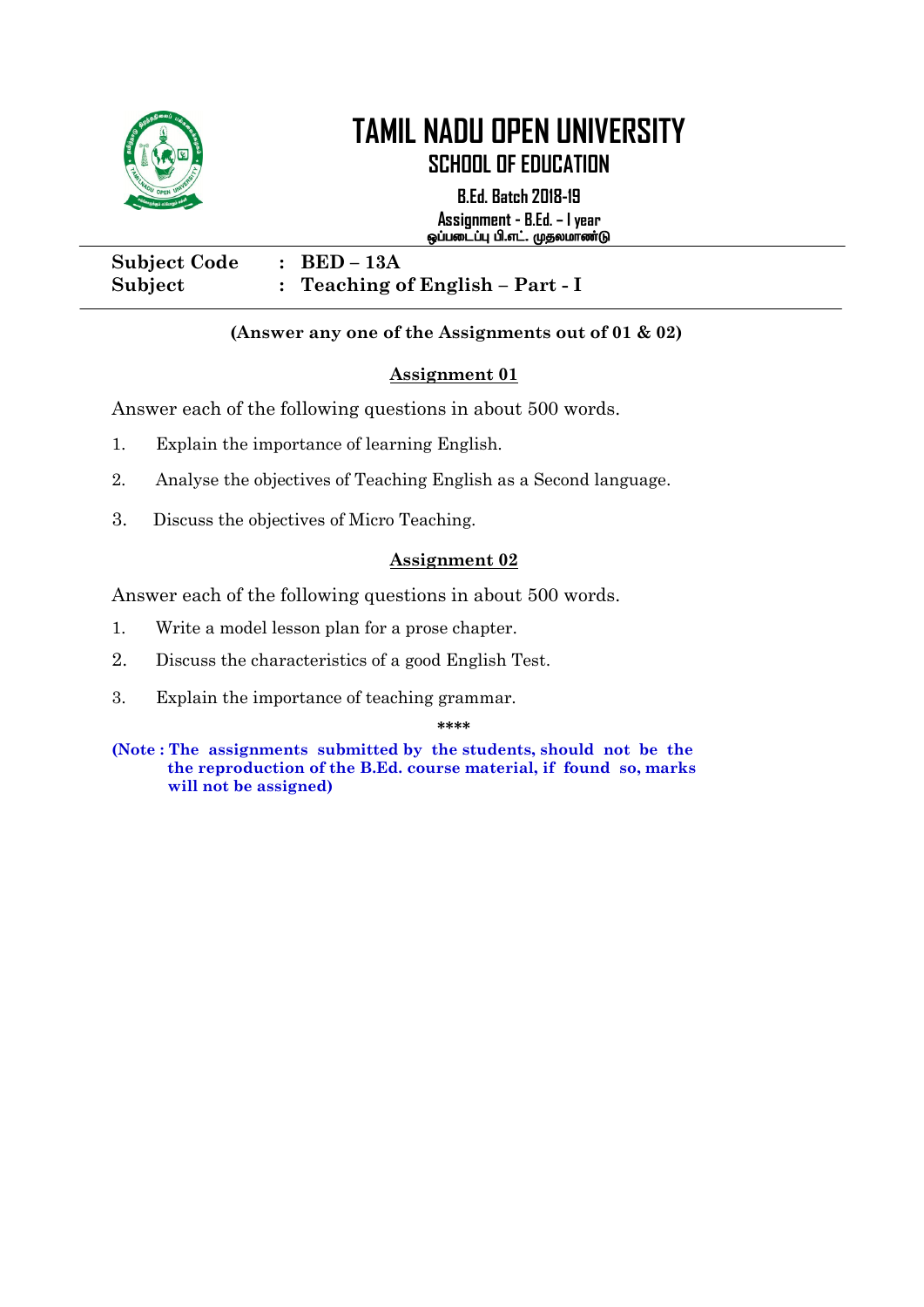# TAMIL NADU OPEN UNIVERSITY

## SCHOOL OF EDUCATION

**B.Ed. Batch 2018-19**

**Assignment - B.Ed. – I year**
**ஒப்படைப்பு பி.எட். முதலாண்டு**

**Subject Code : BED – 13A**
**Subject : Teaching of English – Part - I**

**(Answer any one of the Assignments out of 01 & 02)**

### Assignment 01

Answer each of the following questions in about 500 words.

1. Explain the importance of learning English.
2. Analyse the objectives of Teaching English as a Second language.
3. Discuss the objectives of Micro Teaching.

### Assignment 02

Answer each of the following questions in about 500 words.

1. Write a model lesson plan for a prose chapter.
2. Discuss the characteristics of a good English Test.
3. Explain the importance of teaching grammar.

****

**(Note : The assignments submitted by the students, should not be the the reproduction of the B.Ed. course material, if found so, marks will not be assigned)**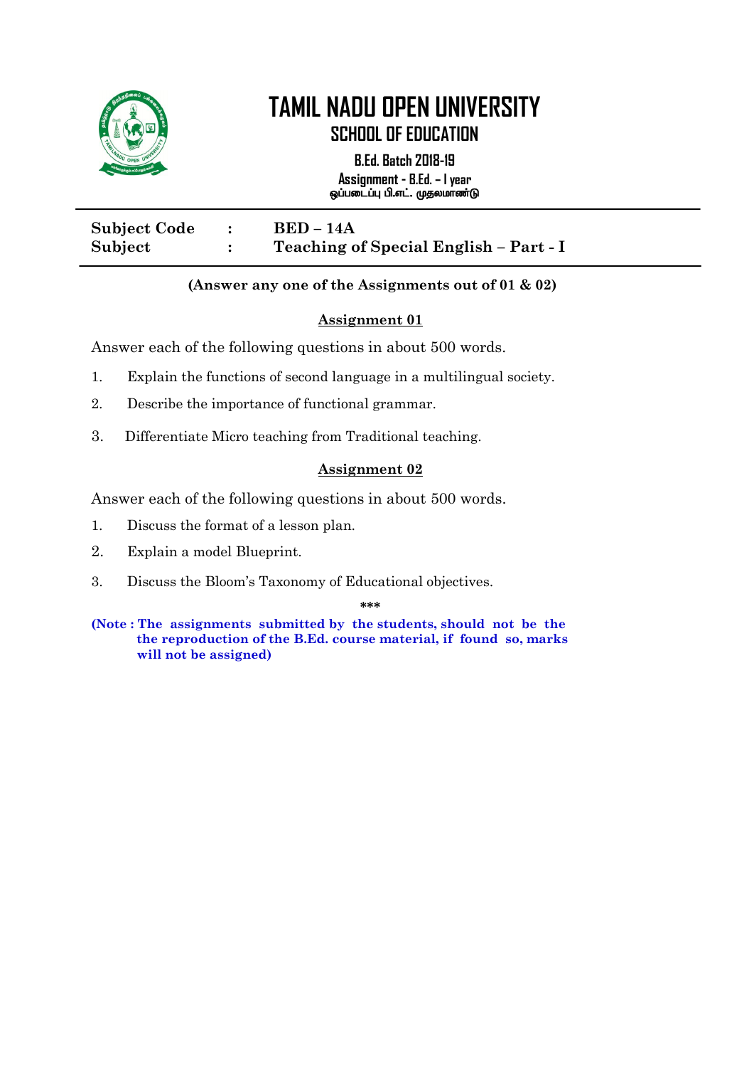# TAMIL NADU OPEN UNIVERSITY

## SCHOOL OF EDUCATION

**B.Ed. Batch 2018-19**

**Assignment - B.Ed. – I year**
**ஒப்படைப்பு பி.எட். முதலாண்டு**

---

| | | |
|---|---|---|
| **Subject Code** | **:** | **BED – 14A** |
| **Subject** | **:** | **Teaching of Special English – Part - I** |

---

**(Answer any one of the Assignments out of 01 & 02)**

### Assignment 01

Answer each of the following questions in about 500 words.

1. Explain the functions of second language in a multilingual society.
2. Describe the importance of functional grammar.
3. Differentiate Micro teaching from Traditional teaching.

### Assignment 02

Answer each of the following questions in about 500 words.

1. Discuss the format of a lesson plan.
2. Explain a model Blueprint.
3. Discuss the Bloom's Taxonomy of Educational objectives.

\*\*\*

**(Note : The assignments submitted by the students, should not be the the reproduction of the B.Ed. course material, if found so, marks will not be assigned)**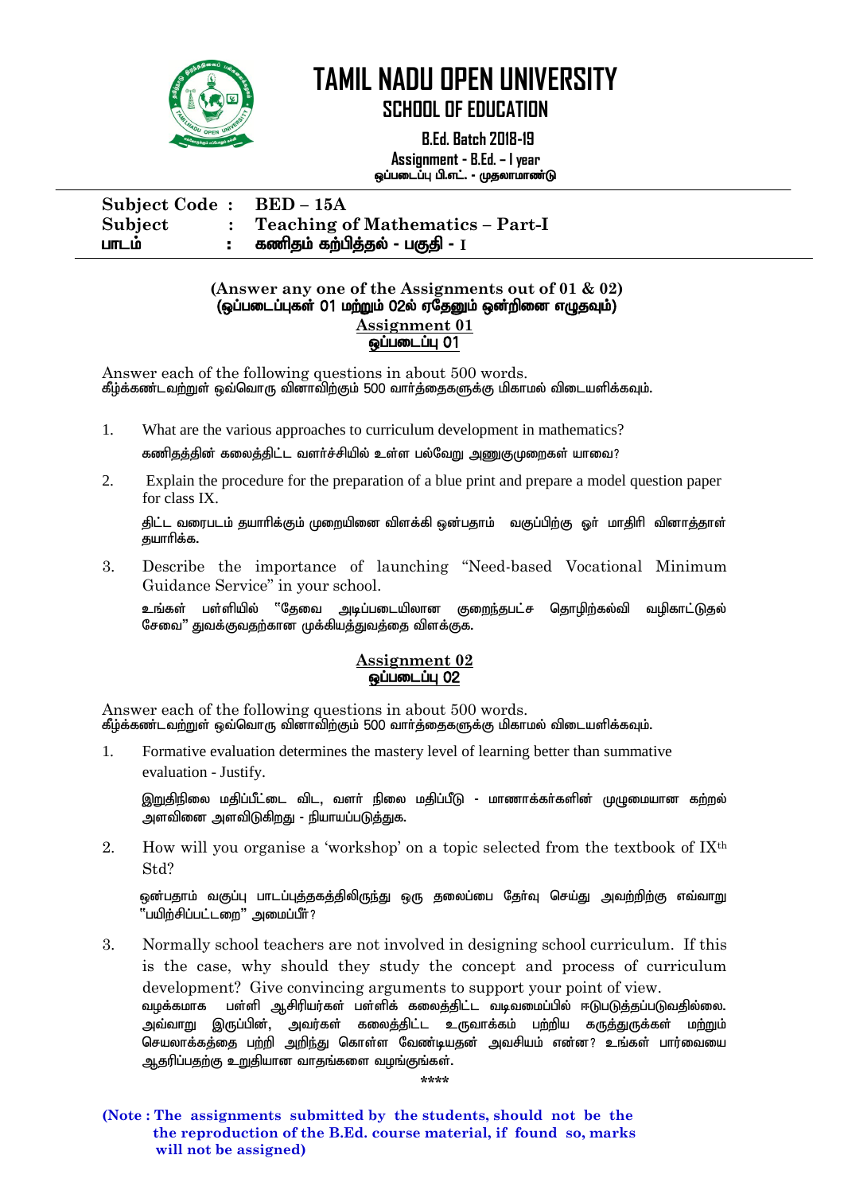# TAMIL NADU OPEN UNIVERSITY

## SCHOOL OF EDUCATION

**B.Ed. Batch 2018-19**

**Assignment - B.Ed. – I year**
**ஒப்படைப்பு பி.எட். - முதலாமாண்டு**

---

**Subject Code : BED – 15A**
**Subject : Teaching of Mathematics – Part-I**
**பாடம் : கணிதம் கற்பித்தல் - பகுதி - I**

---

**(Answer any one of the Assignments out of 01 & 02)**
**(ஒப்படைப்புகள் 01 மற்றும் 02ல் ஏதேனும் ஒன்றினை எழுதவும்)**

### Assignment 01
### ஒப்படைப்பு 01

Answer each of the following questions in about 500 words.
கீழ்க்கண்டவற்றுள் ஒவ்வொரு வினாவிற்கும் 500 வார்த்தைகளுக்கு மிகாமல் விடையளிக்கவும்.

1. What are the various approaches to curriculum development in mathematics?

   கணிதத்தின் கலைத்திட்ட வளர்ச்சியில் உள்ள பல்வேறு அணுகுமுறைகள் யாவை?

2. Explain the procedure for the preparation of a blue print and prepare a model question paper for class IX.

   திட்ட வரைபடம் தயாரிக்கும் முறையினை விளக்கி ஒன்பதாம் வகுப்பிற்கு ஓர் மாதிரி வினாத்தாள் தயாரிக்க.

3. Describe the importance of launching "Need-based Vocational Minimum Guidance Service" in your school.

   உங்கள் பள்ளியில் "தேவை அடிப்படையிலான குறைந்தபட்ச தொழிற்கல்வி வழிகாட்டுதல் சேவை" துவக்குவதற்கான முக்கியத்துவத்தை விளக்குக.

### Assignment 02
### ஒப்படைப்பு 02

Answer each of the following questions in about 500 words.
கீழ்க்கண்டவற்றுள் ஒவ்வொரு வினாவிற்கும் 500 வார்த்தைகளுக்கு மிகாமல் விடையளிக்கவும்.

1. Formative evaluation determines the mastery level of learning better than summative evaluation - Justify.

   இறுதிநிலை மதிப்பீட்டை விட, வளர் நிலை மதிப்பீடு - மாணாக்கர்களின் முழுமையான கற்றல் அளவினை அளவிடுகிறது - நியாயப்படுத்துக.

2. How will you organise a 'workshop' on a topic selected from the textbook of IX$^{th}$ Std?

   ஒன்பதாம் வகுப்பு பாடப்புத்தகத்திலிருந்து ஒரு தலைப்பை தேர்வு செய்து அவற்றிற்கு எவ்வாறு "பயிற்சிப்பட்டறை" அமைப்பீர்?

3. Normally school teachers are not involved in designing school curriculum. If this is the case, why should they study the concept and process of curriculum development? Give convincing arguments to support your point of view.

   வழக்கமாக பள்ளி ஆசிரியர்கள் பள்ளிக் கலைத்திட்ட வடிவமைப்பில் ஈடுபடுத்தப்படுவதில்லை. அவ்வாறு இருப்பின், அவர்கள் கலைத்திட்ட உருவாக்கம் பற்றிய கருத்துருக்கள் மற்றும் செயலாக்கத்தை பற்றி அறிந்து கொள்ள வேண்டியதன் அவசியம் என்ன? உங்கள் பார்வையை ஆதரிப்பதற்கு உறுதியான வாதங்களை வழங்குங்கள்.

****

**(Note : The assignments submitted by the students, should not be the reproduction of the B.Ed. course material, if found so, marks will not be assigned)**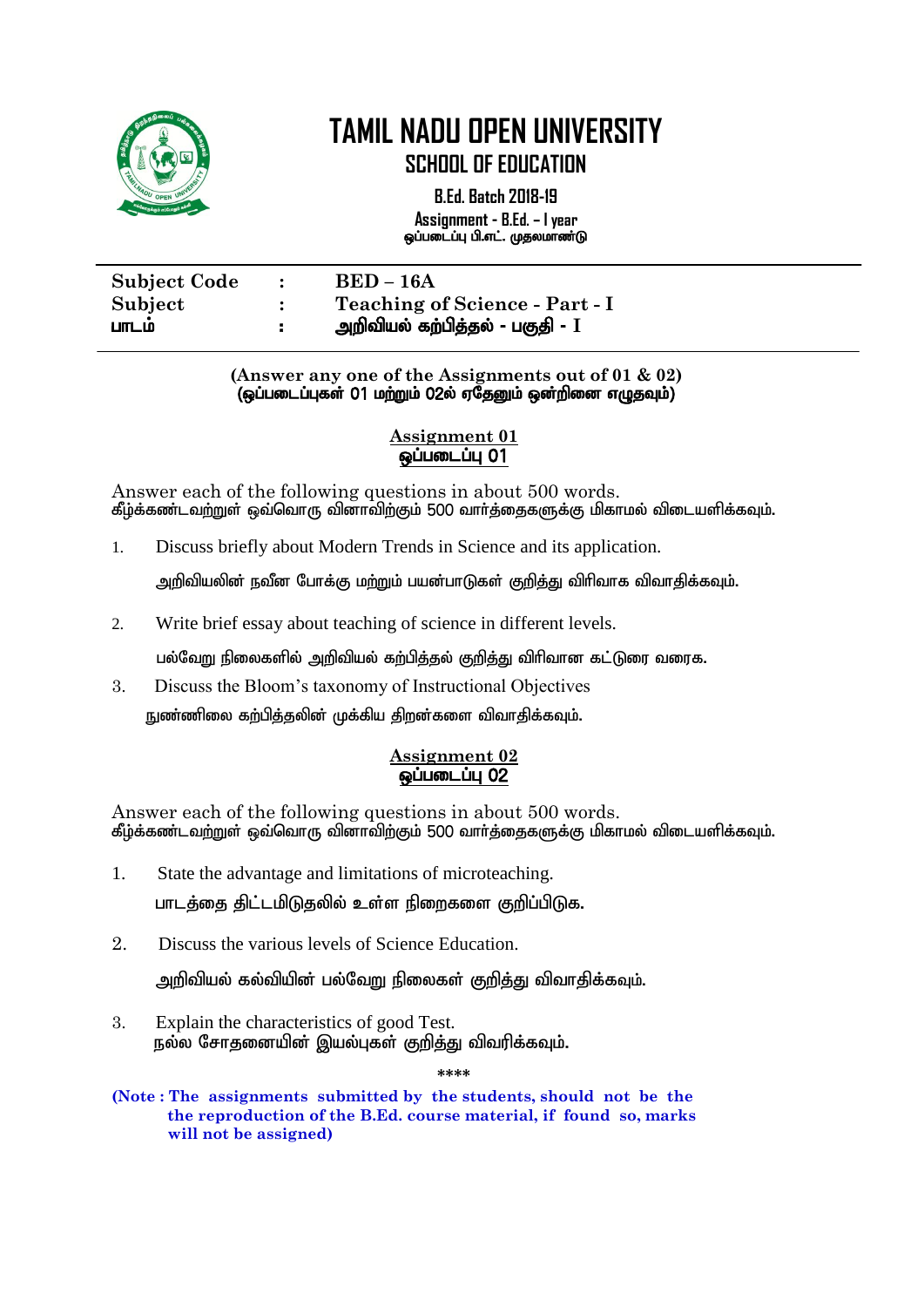# TAMIL NADU OPEN UNIVERSITY

## SCHOOL OF EDUCATION

**B.Ed. Batch 2018-19**

**Assignment - B.Ed. – I year**
**ஒப்படைப்பு பி.எட். முதலாண்டு**

| | | |
|---|---|---|
| **Subject Code** | **:** | **BED – 16A** |
| **Subject** | **:** | **Teaching of Science - Part - I** |
| **பாடம்** | **:** | **அறிவியல் கற்பித்தல் - பகுதி - I** |

**(Answer any one of the Assignments out of 01 & 02)**
**(ஒப்படைப்புகள் 01 மற்றும் 02ல் ஏதேனும் ஒன்றினை எழுதவும்)**

### Assignment 01
### ஒப்படைப்பு 01

Answer each of the following questions in about 500 words.
கீழ்க்கண்டவற்றுள் ஒவ்வொரு வினாவிற்கும் 500 வார்த்தைகளுக்கு மிகாமல் விடையளிக்கவும்.

1. Discuss briefly about Modern Trends in Science and its application.

   அறிவியலின் நவீன போக்கு மற்றும் பயன்பாடுகள் குறித்து விரிவாக விவாதிக்கவும்.

2. Write brief essay about teaching of science in different levels.

   பல்வேறு நிலைகளில் அறிவியல் கற்பித்தல் குறித்து விரிவான கட்டுரை வரைக.

3. Discuss the Bloom's taxonomy of Instructional Objectives

   நுண்ணிலை கற்பித்தலின் முக்கிய திறன்களை விவாதிக்கவும்.

### Assignment 02
### ஒப்படைப்பு 02

Answer each of the following questions in about 500 words.
கீழ்க்கண்டவற்றுள் ஒவ்வொரு வினாவிற்கும் 500 வார்த்தைகளுக்கு மிகாமல் விடையளிக்கவும்.

1. State the advantage and limitations of microteaching.

   பாடத்தை திட்டமிடுதலில் உள்ள நிறைகளை குறிப்பிடுக.

2. Discuss the various levels of Science Education.

   அறிவியல் கல்வியின் பல்வேறு நிலைகள் குறித்து விவாதிக்கவும்.

3. Explain the characteristics of good Test.

   நல்ல சோதனையின் இயல்புகள் குறித்து விவரிக்கவும்.

****

**(Note : The assignments submitted by the students, should not be the reproduction of the B.Ed. course material, if found so, marks will not be assigned)**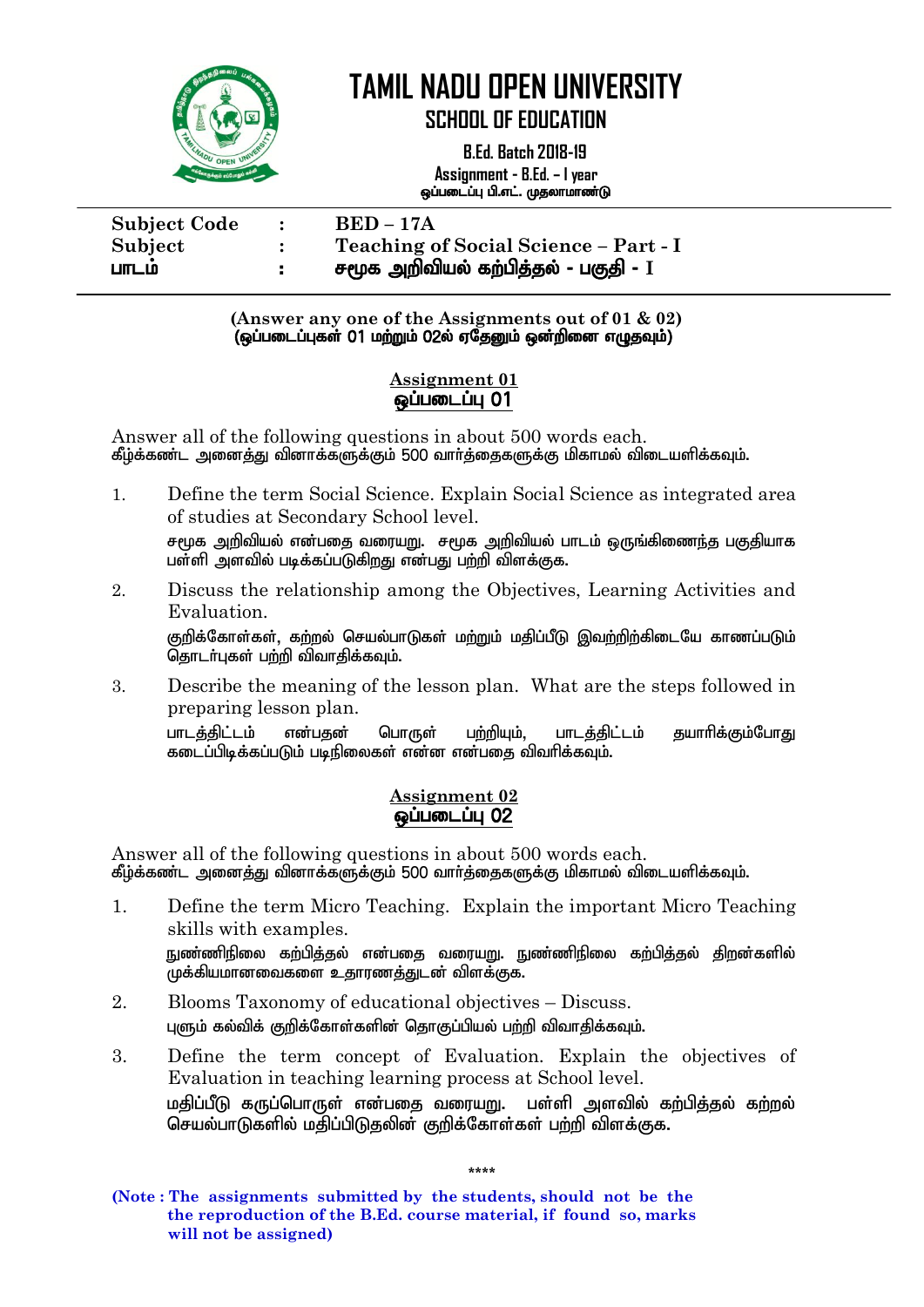# TAMIL NADU OPEN UNIVERSITY

## SCHOOL OF EDUCATION

**B.Ed. Batch 2018-19**

**Assignment - B.Ed. – I year**
**ஒப்படைப்பு பி.எட். முதலாமாண்டு**

| | | |
|---|---|---|
| **Subject Code** | **:** | **BED – 17A** |
| **Subject** | **:** | **Teaching of Social Science – Part - I** |
| **பாடம்** | **:** | **சமூக அறிவியல் கற்பித்தல் - பகுதி - I** |

**(Answer any one of the Assignments out of 01 & 02)**
**(ஒப்படைப்புகள் 01 மற்றும் 02ல் ஏதேனும் ஒன்றினை எழுதவும்)**

### Assignment 01
### ஒப்படைப்பு 01

Answer all of the following questions in about 500 words each.
கீழ்க்கண்ட அனைத்து வினாக்களுக்கும் 500 வார்த்தைகளுக்கு மிகாமல் விடையளிக்கவும்.

1. Define the term Social Science. Explain Social Science as integrated area of studies at Secondary School level.
   சமூக அறிவியல் என்பதை வரையறு. சமூக அறிவியல் பாடம் ஒருங்கிணைந்த பகுதியாக பள்ளி அளவில் படிக்கப்படுகிறது என்பது பற்றி விளக்குக.
2. Discuss the relationship among the Objectives, Learning Activities and Evaluation.
   குறிக்கோள்கள், கற்றல் செயல்பாடுகள் மற்றும் மதிப்பீடு இவற்றிற்கிடையே காணப்படும் தொடர்புகள் பற்றி விவாதிக்கவும்.
3. Describe the meaning of the lesson plan. What are the steps followed in preparing lesson plan.
   பாடத்திட்டம் என்பதன் பொருள் பற்றியும், பாடத்திட்டம் தயாரிக்கும்போது கடைப்பிடிக்கப்படும் படிநிலைகள் என்ன என்பதை விவரிக்கவும்.

### Assignment 02
### ஒப்படைப்பு 02

Answer all of the following questions in about 500 words each.
கீழ்க்கண்ட அனைத்து வினாக்களுக்கும் 500 வார்த்தைகளுக்கு மிகாமல் விடையளிக்கவும்.

1. Define the term Micro Teaching. Explain the important Micro Teaching skills with examples.
   நுண்ணிநிலை கற்பித்தல் என்பதை வரையறு. நுண்ணிநிலை கற்பித்தல் திறன்களில் முக்கியமானவைகளை உதாரணத்துடன் விளக்குக.
2. Blooms Taxonomy of educational objectives – Discuss.
   புளும் கல்விக் குறிக்கோள்களின் தொகுப்பியல் பற்றி விவாதிக்கவும்.
3. Define the term concept of Evaluation. Explain the objectives of Evaluation in teaching learning process at School level.
   மதிப்பீடு கருப்பொருள் என்பதை வரையறு. பள்ளி அளவில் கற்பித்தல் கற்றல் செயல்பாடுகளில் மதிப்பிடுதலின் குறிக்கோள்கள் பற்றி விளக்குக.

****

**(Note : The assignments submitted by the students, should not be the the reproduction of the B.Ed. course material, if found so, marks will not be assigned)**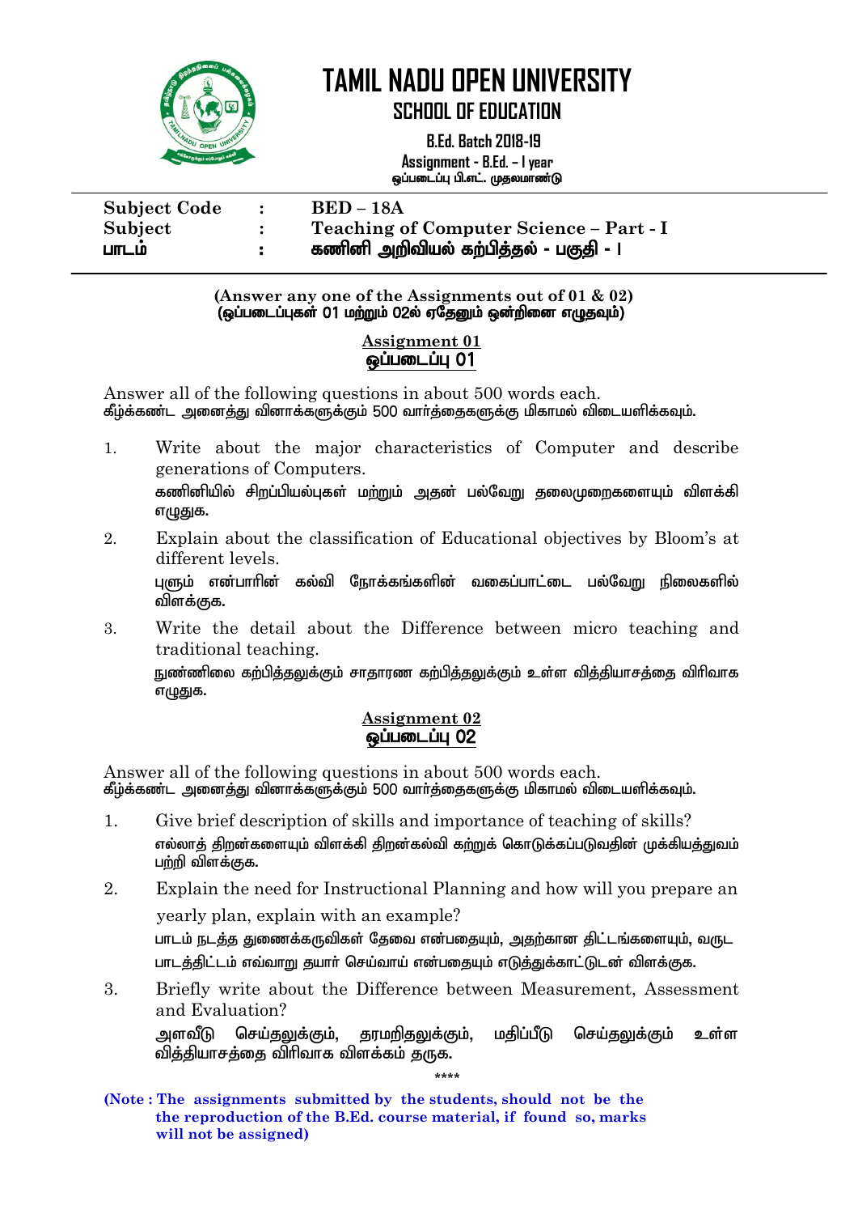# TAMIL NADU OPEN UNIVERSITY

## SCHOOL OF EDUCATION

**B.Ed. Batch 2018-19**

**Assignment - B.Ed. – I year**

**ஒப்படைப்பு பி.எட். முதலமாண்டு**

| | | |
|---|---|---|
| **Subject Code** | **:** | **BED – 18A** |
| **Subject** | **:** | **Teaching of Computer Science – Part - I** |
| **பாடம்** | **:** | **கணினி அறிவியல் கற்பித்தல் - பகுதி - I** |

**(Answer any one of the Assignments out of 01 & 02)**
**(ஒப்படைப்புகள் 01 மற்றும் 02ல் ஏதேனும் ஒன்றினை எழுதவும்)**

### Assignment 01
### ஒப்படைப்பு 01

Answer all of the following questions in about 500 words each.
கீழ்க்கண்ட அனைத்து வினாக்களுக்கும் 500 வார்த்தைகளுக்கு மிகாமல் விடையளிக்கவும்.

1. Write about the major characteristics of Computer and describe generations of Computers.
   கணினியில் சிறப்பியல்புகள் மற்றும் அதன் பல்வேறு தலைமுறைகளையும் விளக்கி எழுதுக.

2. Explain about the classification of Educational objectives by Bloom's at different levels.
   புளும் என்பாரின் கல்வி நோக்கங்களின் வகைப்பாட்டை பல்வேறு நிலைகளில் விளக்குக.

3. Write the detail about the Difference between micro teaching and traditional teaching.
   நுண்ணிலை கற்பித்தலுக்கும் சாதாரண கற்பித்தலுக்கும் உள்ள வித்தியாசத்தை விரிவாக எழுதுக.

### Assignment 02
### ஒப்படைப்பு 02

Answer all of the following questions in about 500 words each.
கீழ்க்கண்ட அனைத்து வினாக்களுக்கும் 500 வார்த்தைகளுக்கு மிகாமல் விடையளிக்கவும்.

1. Give brief description of skills and importance of teaching of skills?
   எல்லாத் திறன்களையும் விளக்கி திறன்கல்வி கற்றுக் கொடுக்கப்படுவதின் முக்கியத்துவம் பற்றி விளக்குக.

2. Explain the need for Instructional Planning and how will you prepare an yearly plan, explain with an example?
   பாடம் நடத்த துணைக்கருவிகள் தேவை என்பதையும், அதற்கான திட்டங்களையும், வருட பாடத்திட்டம் எவ்வாறு தயார் செய்வாய் என்பதையும் எடுத்துக்காட்டுடன் விளக்குக.

3. Briefly write about the Difference between Measurement, Assessment and Evaluation?
   அளவீடு செய்தலுக்கும், தரமறிதலுக்கும், மதிப்பீடு செய்தலுக்கும் உள்ள வித்தியாசத்தை விரிவாக விளக்கம் தருக.

****

**(Note : The assignments submitted by the students, should not be the the reproduction of the B.Ed. course material, if found so, marks will not be assigned)**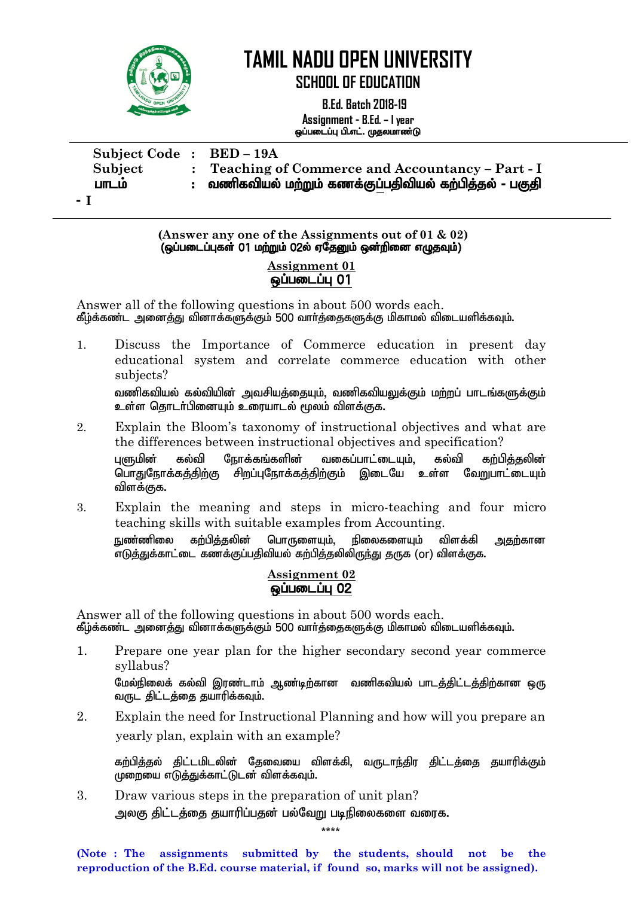# TAMIL NADU OPEN UNIVERSITY

## SCHOOL OF EDUCATION

**B.Ed. Batch 2018-19**

**Assignment - B.Ed. – I year**

**ஒப்படைப்பு பி.எட். முதலாமாண்டு**

**Subject Code : BED – 19A**

**Subject : Teaching of Commerce and Accountancy – Part - I**

**பாடம் : வணிகவியல் மற்றும் கணக்குப்பதிவியல் கற்பித்தல் - பகுதி - I**

**(Answer any one of the Assignments out of 01 & 02)**
**(ஒப்படைப்புகள் 01 மற்றும் 02ல் ஏதேனும் ஒன்றினை எழுதவும்)**

### Assignment 01
### ஒப்படைப்பு 01

Answer all of the following questions in about 500 words each.
கீழ்க்கண்ட அனைத்து வினாக்களுக்கும் 500 வார்த்தைகளுக்கு மிகாமல் விடையளிக்கவும்.

1. Discuss the Importance of Commerce education in present day educational system and correlate commerce education with other subjects?

   வணிகவியல் கல்வியின் அவசியத்தையும், வணிகவியலுக்கும் மற்றப் பாடங்களுக்கும் உள்ள தொடர்பினையும் உரையாடல் மூலம் விளக்குக.

2. Explain the Bloom's taxonomy of instructional objectives and what are the differences between instructional objectives and specification?

   புளுமின் கல்வி நோக்கங்களின் வகைப்பாட்டையும், கல்வி கற்பித்தலின் பொதுநோக்கத்திற்கு சிறப்புநோக்கத்திற்கும் இடையே உள்ள வேறுபாட்டையும் விளக்குக.

3. Explain the meaning and steps in micro-teaching and four micro teaching skills with suitable examples from Accounting.

   நுண்ணிலை கற்பித்தலின் பொருளையும், நிலைகளையும் விளக்கி அதற்கான எடுத்துக்காட்டை கணக்குப்பதிவியல் கற்பித்தலிலிருந்து தருக (or) விளக்குக.

### Assignment 02
### ஒப்படைப்பு 02

Answer all of the following questions in about 500 words each.
கீழ்க்கண்ட அனைத்து வினாக்களுக்கும் 500 வார்த்தைகளுக்கு மிகாமல் விடையளிக்கவும்.

1. Prepare one year plan for the higher secondary second year commerce syllabus?

   மேல்நிலைக் கல்வி இரண்டாம் ஆண்டிற்கான வணிகவியல் பாடத்திட்டத்திற்கான ஒரு வருட திட்டத்தை தயாரிக்கவும்.

2. Explain the need for Instructional Planning and how will you prepare an yearly plan, explain with an example?

   கற்பித்தல் திட்டமிடலின் தேவையை விளக்கி, வருடாந்திர திட்டத்தை தயாரிக்கும் முறையை எடுத்துக்காட்டுடன் விளக்கவும்.

3. Draw various steps in the preparation of unit plan?

   அலகு திட்டத்தை தயாரிப்பதன் பல்வேறு படிநிலைகளை வரைக.

****

**(Note : The assignments submitted by the students, should not be the reproduction of the B.Ed. course material, if found so, marks will not be assigned).**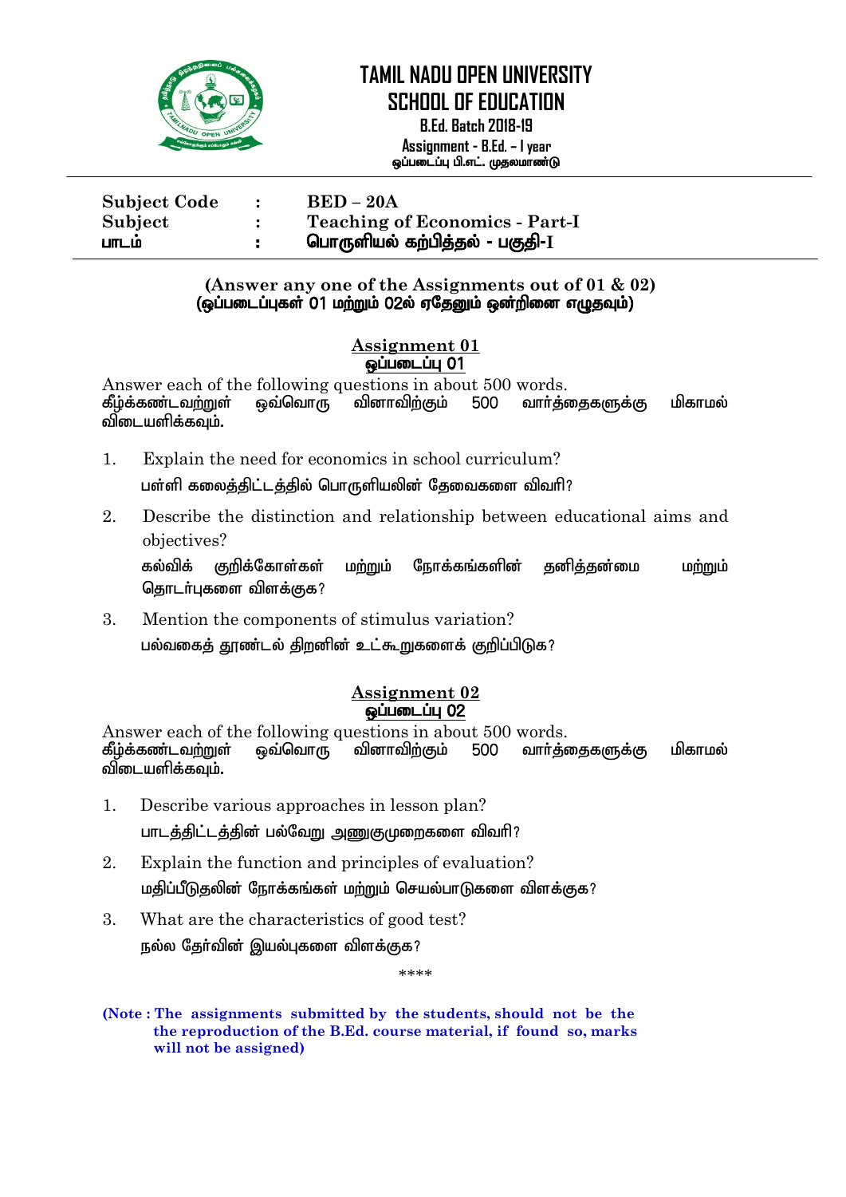# TAMIL NADU OPEN UNIVERSITY

## SCHOOL OF EDUCATION

**B.Ed. Batch 2018-19**

**Assignment - B.Ed. – I year**

**ஒப்படைப்பு பி.எட். முதலாமாண்டு**

| | | |
|---|---|---|
| **Subject Code** | **:** | **BED – 20A** |
| **Subject** | **:** | **Teaching of Economics - Part-I** |
| **பாடம்** | **:** | **பொருளியல் கற்பித்தல் - பகுதி-I** |

**(Answer any one of the Assignments out of 01 & 02)**
**(ஒப்படைப்புகள் 01 மற்றும் 02ல் ஏதேனும் ஒன்றினை எழுதவும்)**

### Assignment 01
### ஒப்படைப்பு 01

Answer each of the following questions in about 500 words.
கீழ்க்கண்டவற்றுள் ஒவ்வொரு வினாவிற்கும் 500 வார்த்தைகளுக்கு மிகாமல் விடையளிக்கவும்.

1. Explain the need for economics in school curriculum?
   பள்ளி கலைத்திட்டத்தில் பொருளியலின் தேவைகளை விவரி?
2. Describe the distinction and relationship between educational aims and objectives?
   கல்விக் குறிக்கோள்கள் மற்றும் நோக்கங்களின் தனித்தன்மை மற்றும் தொடர்புகளை விளக்குக?
3. Mention the components of stimulus variation?
   பல்வகைத் தூண்டல் திறனின் உட்கூறுகளைக் குறிப்பிடுக?

### Assignment 02
### ஒப்படைப்பு 02

Answer each of the following questions in about 500 words.
கீழ்க்கண்டவற்றுள் ஒவ்வொரு வினாவிற்கும் 500 வார்த்தைகளுக்கு மிகாமல் விடையளிக்கவும்.

1. Describe various approaches in lesson plan?
   பாடத்திட்டத்தின் பல்வேறு அணுகுமுறைகளை விவரி?
2. Explain the function and principles of evaluation?
   மதிப்பீடுதலின் நோக்கங்கள் மற்றும் செயல்பாடுகளை விளக்குக?
3. What are the characteristics of good test?
   நல்ல தேர்வின் இயல்புகளை விளக்குக?

****

**(Note : The assignments submitted by the students, should not be the the reproduction of the B.Ed. course material, if found so, marks will not be assigned)**